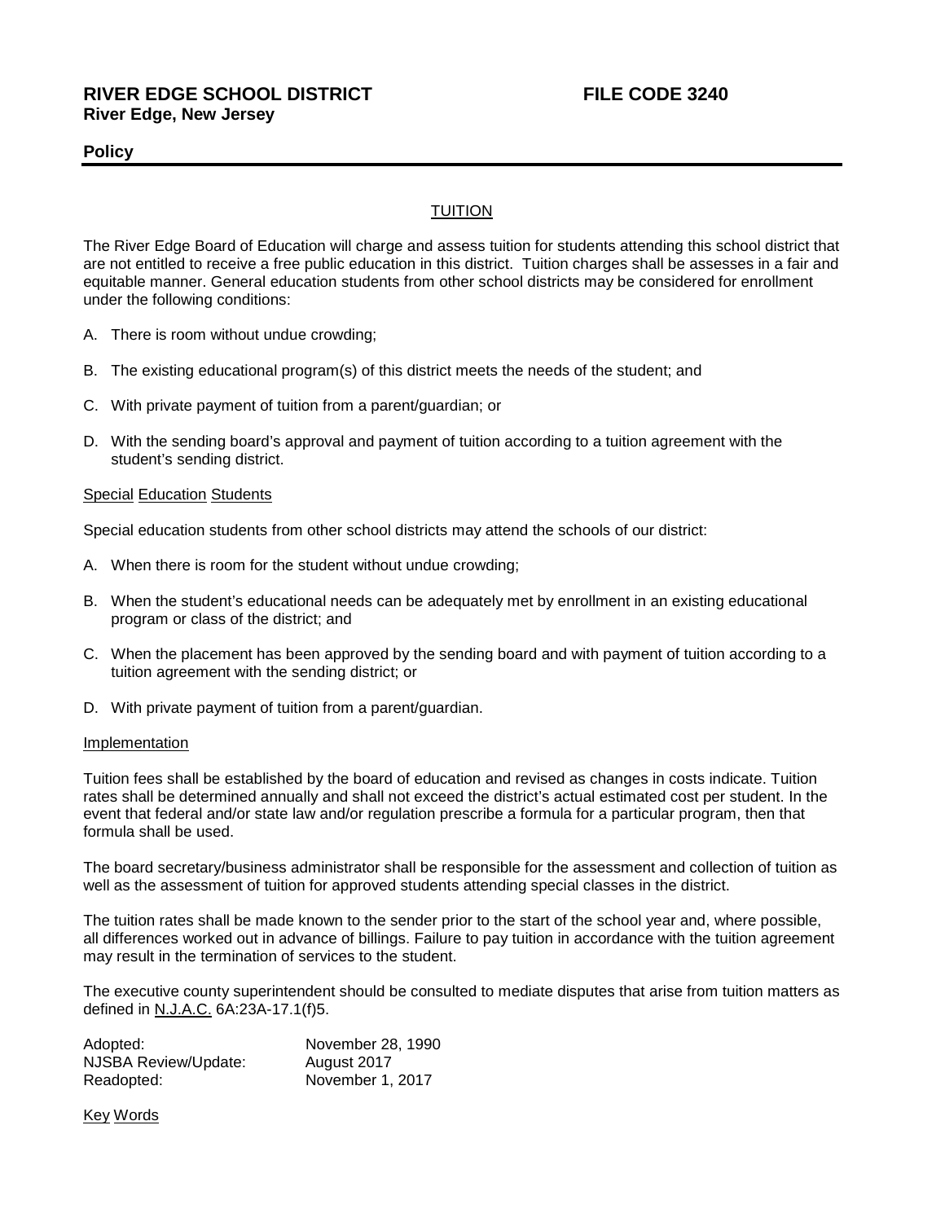# RIVER EDGE SCHOOL DISTRICT FILE CODE 3240
**River Edge, New Jersey**

**Policy**

## TUITION

The River Edge Board of Education will charge and assess tuition for students attending this school district that are not entitled to receive a free public education in this district. Tuition charges shall be assesses in a fair and equitable manner. General education students from other school districts may be considered for enrollment under the following conditions:

A. There is room without undue crowding;

B. The existing educational program(s) of this district meets the needs of the student; and

C. With private payment of tuition from a parent/guardian; or

D. With the sending board's approval and payment of tuition according to a tuition agreement with the student's sending district.

### Special Education Students

Special education students from other school districts may attend the schools of our district:

A. When there is room for the student without undue crowding;

B. When the student's educational needs can be adequately met by enrollment in an existing educational program or class of the district; and

C. When the placement has been approved by the sending board and with payment of tuition according to a tuition agreement with the sending district; or

D. With private payment of tuition from a parent/guardian.

### Implementation

Tuition fees shall be established by the board of education and revised as changes in costs indicate. Tuition rates shall be determined annually and shall not exceed the district's actual estimated cost per student. In the event that federal and/or state law and/or regulation prescribe a formula for a particular program, then that formula shall be used.

The board secretary/business administrator shall be responsible for the assessment and collection of tuition as well as the assessment of tuition for approved students attending special classes in the district.

The tuition rates shall be made known to the sender prior to the start of the school year and, where possible, all differences worked out in advance of billings. Failure to pay tuition in accordance with the tuition agreement may result in the termination of services to the student.

The executive county superintendent should be consulted to mediate disputes that arise from tuition matters as defined in N.J.A.C. 6A:23A-17.1(f)5.

| | |
|---|---|
| Adopted: | November 28, 1990 |
| NJSBA Review/Update: | August 2017 |
| Readopted: | November 1, 2017 |

Key Words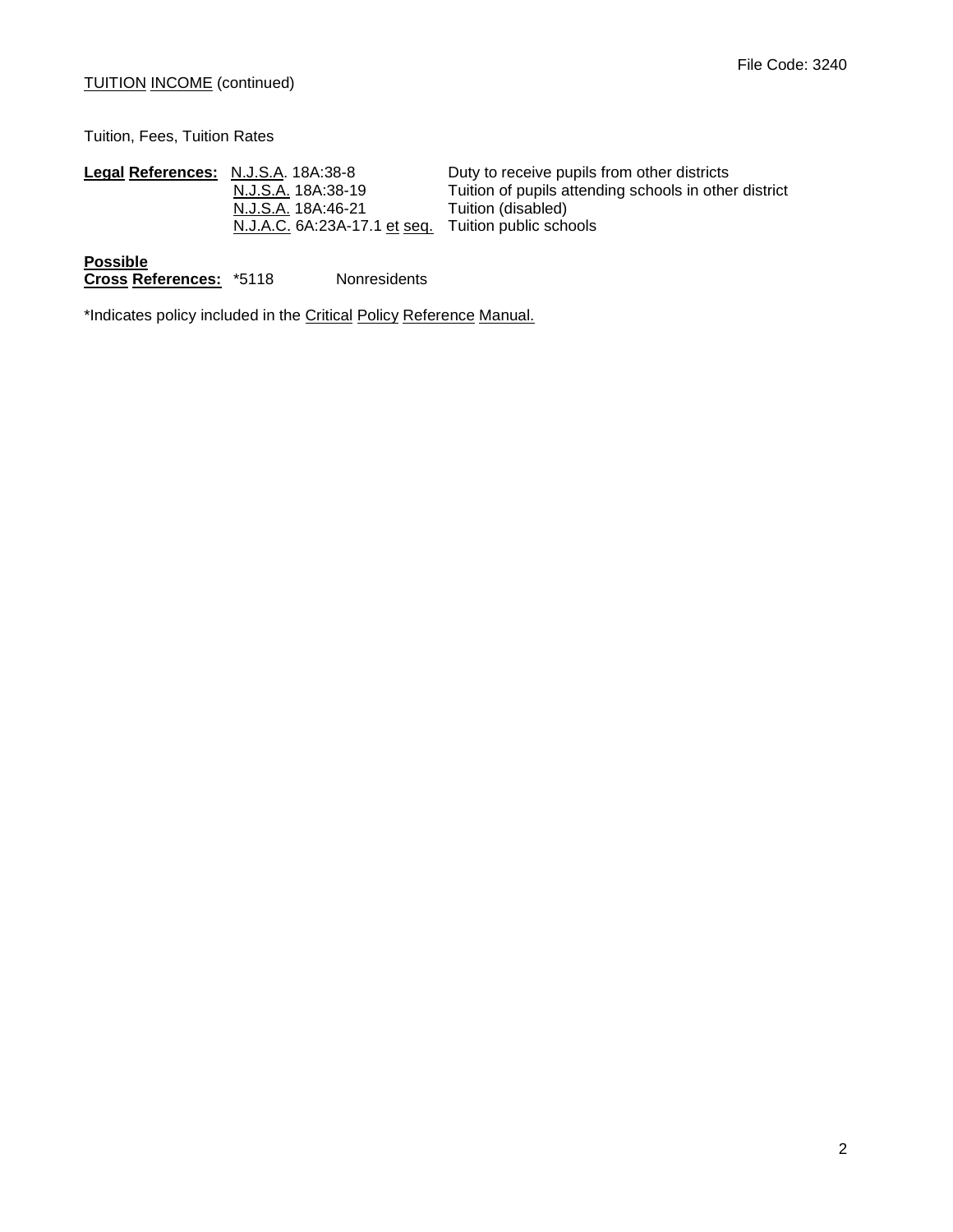TUITION INCOME (continued)

Tuition, Fees, Tuition Rates

**Legal References:**

| | |
|---|---|
| N.J.S.A. 18A:38-8 | Duty to receive pupils from other districts |
| N.J.S.A. 18A:38-19 | Tuition of pupils attending schools in other district |
| N.J.S.A. 18A:46-21 | Tuition (disabled) |
| N.J.A.C. 6A:23A-17.1 et seq. | Tuition public schools |

**Possible Cross References:** *5118 Nonresidents

*Indicates policy included in the Critical Policy Reference Manual.